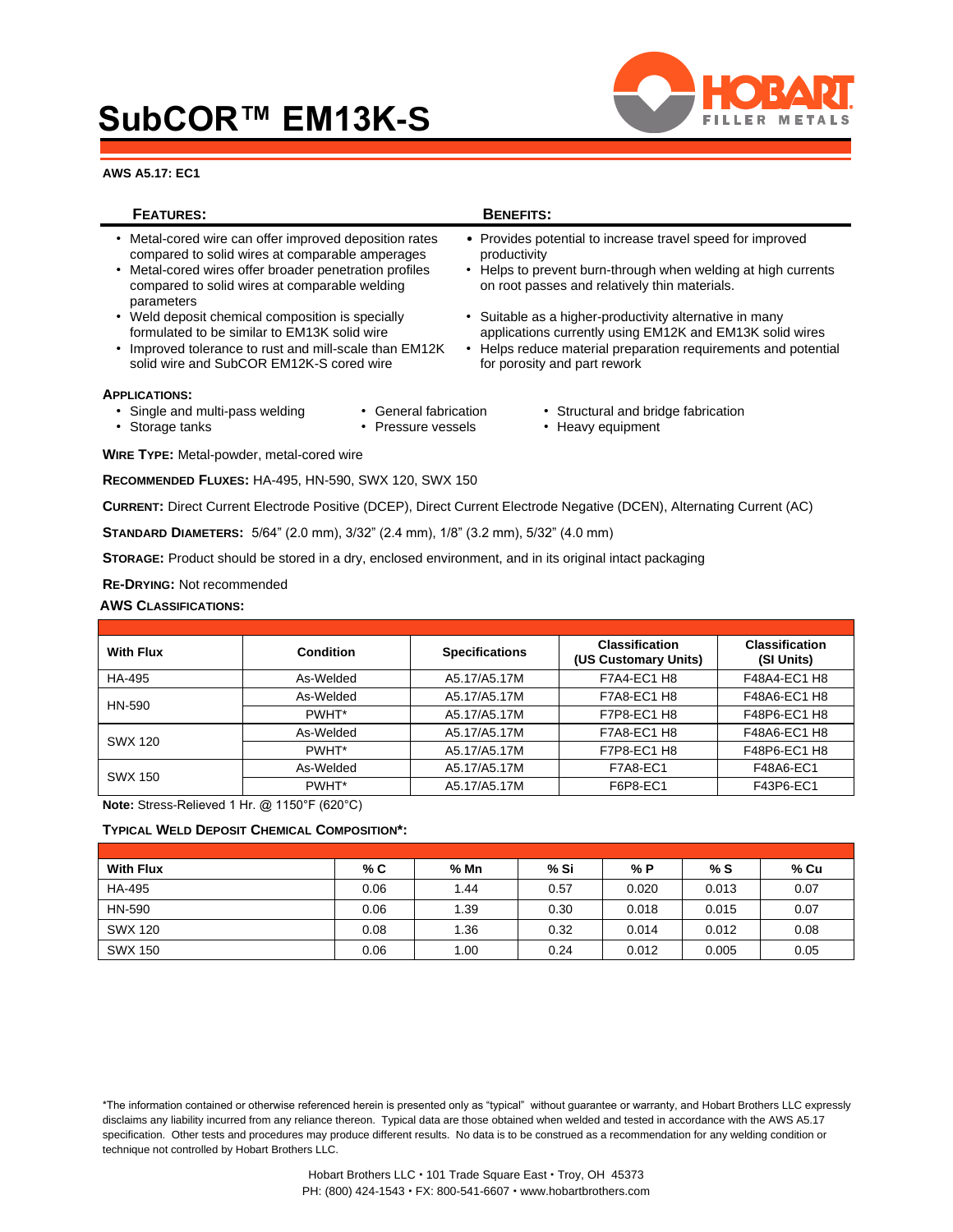# SubCOR™ EM13K-S

**AWS A5.17: EC1**

| **FEATURES:** | **BENEFITS:** |
|---|---|
| • Metal-cored wire can offer improved deposition rates compared to solid wires at comparable amperages | • Provides potential to increase travel speed for improved productivity |
| • Metal-cored wires offer broader penetration profiles compared to solid wires at comparable welding parameters | • Helps to prevent burn-through when welding at high currents on root passes and relatively thin materials. |
| • Weld deposit chemical composition is specially formulated to be similar to EM13K solid wire | • Suitable as a higher-productivity alternative in many applications currently using EM12K and EM13K solid wires |
| • Improved tolerance to rust and mill-scale than EM12K solid wire and SubCOR EM12K-S cored wire | • Helps reduce material preparation requirements and potential for porosity and part rework |

**APPLICATIONS:**

- Single and multi-pass welding
- Storage tanks
- General fabrication
- Pressure vessels
- Structural and bridge fabrication
- Heavy equipment

**WIRE TYPE:** Metal-powder, metal-cored wire

**RECOMMENDED FLUXES:** HA-495, HN-590, SWX 120, SWX 150

**CURRENT:** Direct Current Electrode Positive (DCEP), Direct Current Electrode Negative (DCEN), Alternating Current (AC)

**STANDARD DIAMETERS:** 5/64" (2.0 mm), 3/32" (2.4 mm), 1/8" (3.2 mm), 5/32" (4.0 mm)

**STORAGE:** Product should be stored in a dry, enclosed environment, and in its original intact packaging

**RE-DRYING:** Not recommended

**AWS CLASSIFICATIONS:**

| With Flux | Condition | Specifications | Classification (US Customary Units) | Classification (SI Units) |
|---|---|---|---|---|
| HA-495 | As-Welded | A5.17/A5.17M | F7A4-EC1 H8 | F48A4-EC1 H8 |
| HN-590 | As-Welded | A5.17/A5.17M | F7A8-EC1 H8 | F48A6-EC1 H8 |
| | PWHT* | A5.17/A5.17M | F7P8-EC1 H8 | F48P6-EC1 H8 |
| SWX 120 | As-Welded | A5.17/A5.17M | F7A8-EC1 H8 | F48A6-EC1 H8 |
| | PWHT* | A5.17/A5.17M | F7P8-EC1 H8 | F48P6-EC1 H8 |
| SWX 150 | As-Welded | A5.17/A5.17M | F7A8-EC1 | F48A6-EC1 |
| | PWHT* | A5.17/A5.17M | F6P8-EC1 | F43P6-EC1 |

**Note:** Stress-Relieved 1 Hr. @ 1150°F (620°C)

**TYPICAL WELD DEPOSIT CHEMICAL COMPOSITION*:**

| With Flux | % C | % Mn | % Si | % P | % S | % Cu |
|---|---|---|---|---|---|---|
| HA-495 | 0.06 | 1.44 | 0.57 | 0.020 | 0.013 | 0.07 |
| HN-590 | 0.06 | 1.39 | 0.30 | 0.018 | 0.015 | 0.07 |
| SWX 120 | 0.08 | 1.36 | 0.32 | 0.014 | 0.012 | 0.08 |
| SWX 150 | 0.06 | 1.00 | 0.24 | 0.012 | 0.005 | 0.05 |

*The information contained or otherwise referenced herein is presented only as "typical" without guarantee or warranty, and Hobart Brothers LLC expressly disclaims any liability incurred from any reliance thereon. Typical data are those obtained when welded and tested in accordance with the AWS A5.17 specification. Other tests and procedures may produce different results. No data is to be construed as a recommendation for any welding condition or technique not controlled by Hobart Brothers LLC.

Hobart Brothers LLC • 101 Trade Square East • Troy, OH 45373
PH: (800) 424-1543 • FX: 800-541-6607 • www.hobartbrothers.com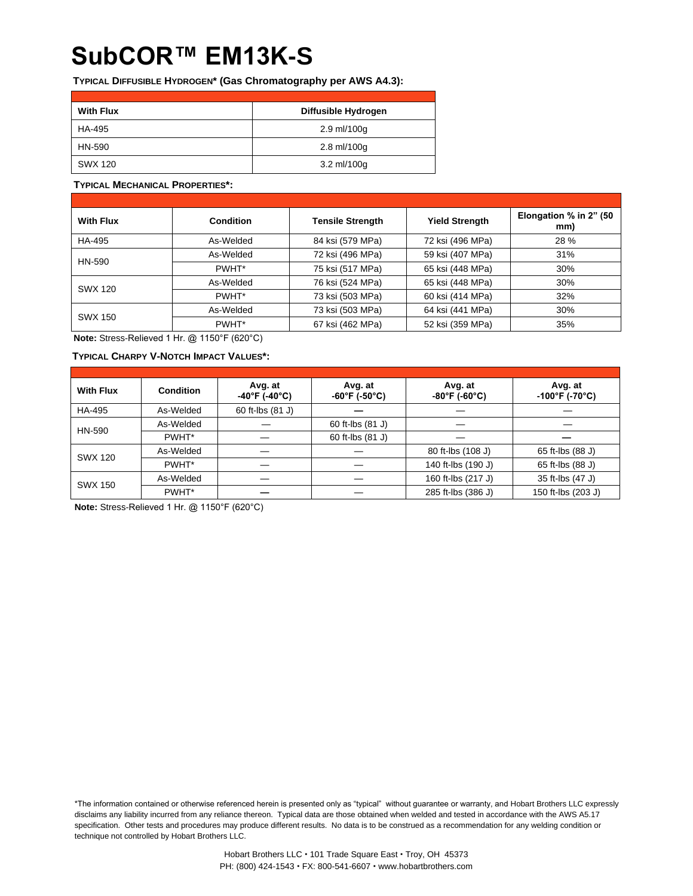# SubCOR™ EM13K-S

**TYPICAL DIFFUSIBLE HYDROGEN* (Gas Chromatography per AWS A4.3):**

| With Flux | Diffusible Hydrogen |
|---|---|
| HA-495 | 2.9 ml/100g |
| HN-590 | 2.8 ml/100g |
| SWX 120 | 3.2 ml/100g |

**TYPICAL MECHANICAL PROPERTIES*:**

| With Flux | Condition | Tensile Strength | Yield Strength | Elongation % in 2" (50 mm) |
|---|---|---|---|---|
| HA-495 | As-Welded | 84 ksi (579 MPa) | 72 ksi (496 MPa) | 28 % |
| HN-590 | As-Welded | 72 ksi (496 MPa) | 59 ksi (407 MPa) | 31% |
| | PWHT* | 75 ksi (517 MPa) | 65 ksi (448 MPa) | 30% |
| SWX 120 | As-Welded | 76 ksi (524 MPa) | 65 ksi (448 MPa) | 30% |
| | PWHT* | 73 ksi (503 MPa) | 60 ksi (414 MPa) | 32% |
| SWX 150 | As-Welded | 73 ksi (503 MPa) | 64 ksi (441 MPa) | 30% |
| | PWHT* | 67 ksi (462 MPa) | 52 ksi (359 MPa) | 35% |

**Note:** Stress-Relieved 1 Hr. @ 1150°F (620°C)

**TYPICAL CHARPY V-NOTCH IMPACT VALUES*:**

| With Flux | Condition | Avg. at -40°F (-40°C) | Avg. at -60°F (-50°C) | Avg. at -80°F (-60°C) | Avg. at -100°F (-70°C) |
|---|---|---|---|---|---|
| HA-495 | As-Welded | 60 ft-lbs (81 J) | — | — | — |
| HN-590 | As-Welded | — | 60 ft-lbs (81 J) | — | — |
| | PWHT* | — | 60 ft-lbs (81 J) | — | — |
| SWX 120 | As-Welded | — | — | 80 ft-lbs (108 J) | 65 ft-lbs (88 J) |
| | PWHT* | — | — | 140 ft-lbs (190 J) | 65 ft-lbs (88 J) |
| SWX 150 | As-Welded | — | — | 160 ft-lbs (217 J) | 35 ft-lbs (47 J) |
| | PWHT* | — | — | 285 ft-lbs (386 J) | 150 ft-lbs (203 J) |

**Note:** Stress-Relieved 1 Hr. @ 1150°F (620°C)

*The information contained or otherwise referenced herein is presented only as "typical" without guarantee or warranty, and Hobart Brothers LLC expressly disclaims any liability incurred from any reliance thereon. Typical data are those obtained when welded and tested in accordance with the AWS A5.17 specification. Other tests and procedures may produce different results. No data is to be construed as a recommendation for any welding condition or technique not controlled by Hobart Brothers LLC.

Hobart Brothers LLC • 101 Trade Square East • Troy, OH 45373
PH: (800) 424-1543 • FX: 800-541-6607 • www.hobartbrothers.com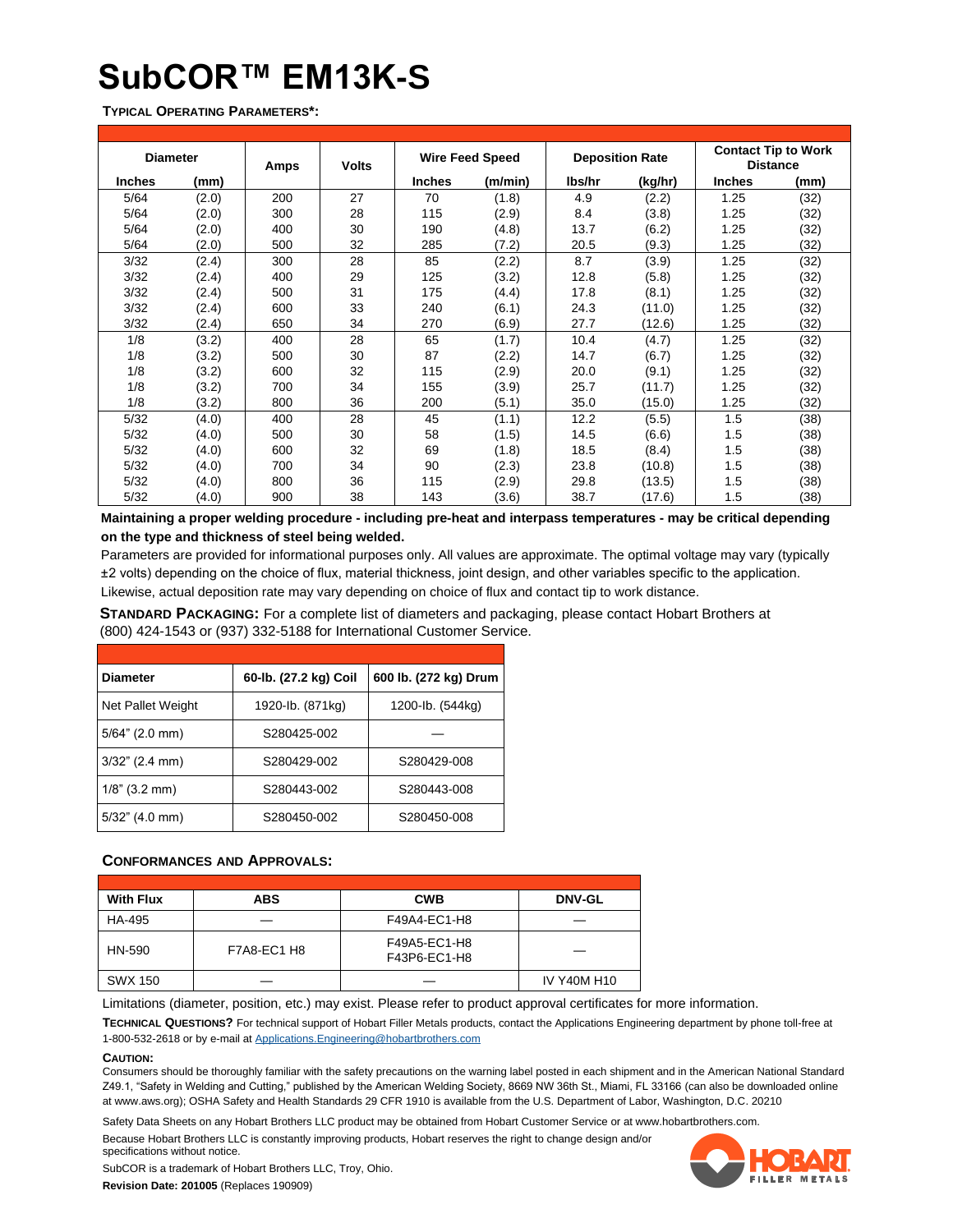# SubCOR™ EM13K-S

**TYPICAL OPERATING PARAMETERS*:**

| Diameter | | Amps | Volts | Wire Feed Speed | | Deposition Rate | | Contact Tip to Work Distance | |
|---|---|---|---|---|---|---|---|---|---|
| Inches | (mm) | | | Inches | (m/min) | lbs/hr | (kg/hr) | Inches | (mm) |
| 5/64 | (2.0) | 200 | 27 | 70 | (1.8) | 4.9 | (2.2) | 1.25 | (32) |
| 5/64 | (2.0) | 300 | 28 | 115 | (2.9) | 8.4 | (3.8) | 1.25 | (32) |
| 5/64 | (2.0) | 400 | 30 | 190 | (4.8) | 13.7 | (6.2) | 1.25 | (32) |
| 5/64 | (2.0) | 500 | 32 | 285 | (7.2) | 20.5 | (9.3) | 1.25 | (32) |
| 3/32 | (2.4) | 300 | 28 | 85 | (2.2) | 8.7 | (3.9) | 1.25 | (32) |
| 3/32 | (2.4) | 400 | 29 | 125 | (3.2) | 12.8 | (5.8) | 1.25 | (32) |
| 3/32 | (2.4) | 500 | 31 | 175 | (4.4) | 17.8 | (8.1) | 1.25 | (32) |
| 3/32 | (2.4) | 600 | 33 | 240 | (6.1) | 24.3 | (11.0) | 1.25 | (32) |
| 3/32 | (2.4) | 650 | 34 | 270 | (6.9) | 27.7 | (12.6) | 1.25 | (32) |
| 1/8 | (3.2) | 400 | 28 | 65 | (1.7) | 10.4 | (4.7) | 1.25 | (32) |
| 1/8 | (3.2) | 500 | 30 | 87 | (2.2) | 14.7 | (6.7) | 1.25 | (32) |
| 1/8 | (3.2) | 600 | 32 | 115 | (2.9) | 20.0 | (9.1) | 1.25 | (32) |
| 1/8 | (3.2) | 700 | 34 | 155 | (3.9) | 25.7 | (11.7) | 1.25 | (32) |
| 1/8 | (3.2) | 800 | 36 | 200 | (5.1) | 35.0 | (15.0) | 1.25 | (32) |
| 5/32 | (4.0) | 400 | 28 | 45 | (1.1) | 12.2 | (5.5) | 1.5 | (38) |
| 5/32 | (4.0) | 500 | 30 | 58 | (1.5) | 14.5 | (6.6) | 1.5 | (38) |
| 5/32 | (4.0) | 600 | 32 | 69 | (1.8) | 18.5 | (8.4) | 1.5 | (38) |
| 5/32 | (4.0) | 700 | 34 | 90 | (2.3) | 23.8 | (10.8) | 1.5 | (38) |
| 5/32 | (4.0) | 800 | 36 | 115 | (2.9) | 29.8 | (13.5) | 1.5 | (38) |
| 5/32 | (4.0) | 900 | 38 | 143 | (3.6) | 38.7 | (17.6) | 1.5 | (38) |

**Maintaining a proper welding procedure - including pre-heat and interpass temperatures - may be critical depending on the type and thickness of steel being welded.**

Parameters are provided for informational purposes only. All values are approximate. The optimal voltage may vary (typically ±2 volts) depending on the choice of flux, material thickness, joint design, and other variables specific to the application. Likewise, actual deposition rate may vary depending on choice of flux and contact tip to work distance.

**STANDARD PACKAGING:** For a complete list of diameters and packaging, please contact Hobart Brothers at (800) 424-1543 or (937) 332-5188 for International Customer Service.

| Diameter | 60-lb. (27.2 kg) Coil | 600 lb. (272 kg) Drum |
|---|---|---|
| Net Pallet Weight | 1920-lb. (871kg) | 1200-lb. (544kg) |
| 5/64" (2.0 mm) | S280425-002 | — |
| 3/32" (2.4 mm) | S280429-002 | S280429-008 |
| 1/8" (3.2 mm) | S280443-002 | S280443-008 |
| 5/32" (4.0 mm) | S280450-002 | S280450-008 |

**CONFORMANCES AND APPROVALS:**

| With Flux | ABS | CWB | DNV-GL |
|---|---|---|---|
| HA-495 | — | F49A4-EC1-H8 | — |
| HN-590 | F7A8-EC1 H8 | F49A5-EC1-H8<br>F43P6-EC1-H8 | — |
| SWX 150 | — | — | IV Y40M H10 |

Limitations (diameter, position, etc.) may exist. Please refer to product approval certificates for more information.

**TECHNICAL QUESTIONS?** For technical support of Hobart Filler Metals products, contact the Applications Engineering department by phone toll-free at 1-800-532-2618 or by e-mail at Applications.Engineering@hobartbrothers.com

**CAUTION:**

Consumers should be thoroughly familiar with the safety precautions on the warning label posted in each shipment and in the American National Standard Z49.1, "Safety in Welding and Cutting," published by the American Welding Society, 8669 NW 36th St., Miami, FL 33166 (can also be downloaded online at www.aws.org); OSHA Safety and Health Standards 29 CFR 1910 is available from the U.S. Department of Labor, Washington, D.C. 20210

Safety Data Sheets on any Hobart Brothers LLC product may be obtained from Hobart Customer Service or at www.hobartbrothers.com.

Because Hobart Brothers LLC is constantly improving products, Hobart reserves the right to change design and/or specifications without notice.

SubCOR is a trademark of Hobart Brothers LLC, Troy, Ohio.

**Revision Date: 201005** (Replaces 190909)

HOBART FILLER METALS